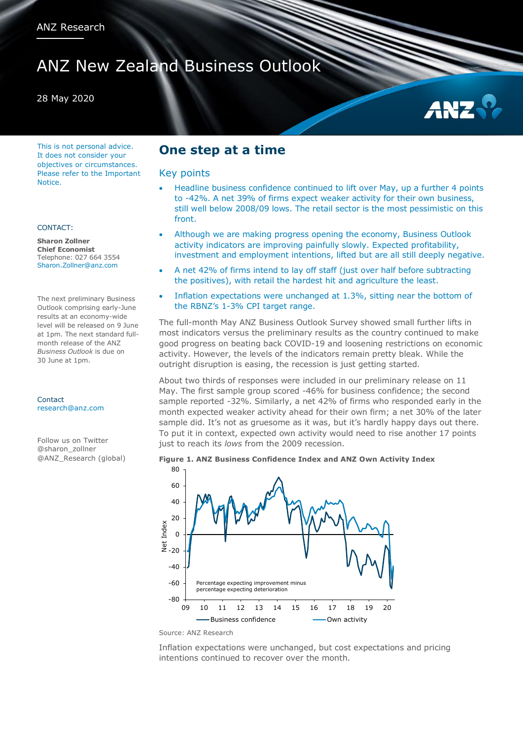ANZ Research

# ANZ New Zealand Business Outlook

28 May 2020

This is not personal advice. It does not consider your objectives or circumstances. Please refer to the Important Notice.

CONTACT:

**Sharon Zollner**
**Chief Economist**
Telephone: 027 664 3554
Sharon.Zollner@anz.com

The next preliminary Business Outlook comprising early-June results at an economy-wide level will be released on 9 June at 1pm. The next standard full-month release of the ANZ *Business Outlook* is due on 30 June at 1pm.

Contact
research@anz.com

Follow us on Twitter
@sharon_zollner
@ANZ_Research (global)

## One step at a time

### Key points

- Headline business confidence continued to lift over May, up a further 4 points to -42%. A net 39% of firms expect weaker activity for their own business, still well below 2008/09 lows. The retail sector is the most pessimistic on this front.
- Although we are making progress opening the economy, Business Outlook activity indicators are improving painfully slowly. Expected profitability, investment and employment intentions, lifted but are all still deeply negative.
- A net 42% of firms intend to lay off staff (just over half before subtracting the positives), with retail the hardest hit and agriculture the least.
- Inflation expectations were unchanged at 1.3%, sitting near the bottom of the RBNZ's 1-3% CPI target range.

The full-month May ANZ Business Outlook Survey showed small further lifts in most indicators versus the preliminary results as the country continued to make good progress on beating back COVID-19 and loosening restrictions on economic activity. However, the levels of the indicators remain pretty bleak. While the outright disruption is easing, the recession is just getting started.

About two thirds of responses were included in our preliminary release on 11 May. The first sample group scored -46% for business confidence; the second sample reported -32%. Similarly, a net 42% of firms who responded early in the month expected weaker activity ahead for their own firm; a net 30% of the later sample did. It's not as gruesome as it was, but it's hardly happy days out there. To put it in context, expected own activity would need to rise another 17 points just to reach its *lows* from the 2009 recession.

**Figure 1. ANZ Business Confidence Index and ANZ Own Activity Index**

Source: ANZ Research

Inflation expectations were unchanged, but cost expectations and pricing intentions continued to recover over the month.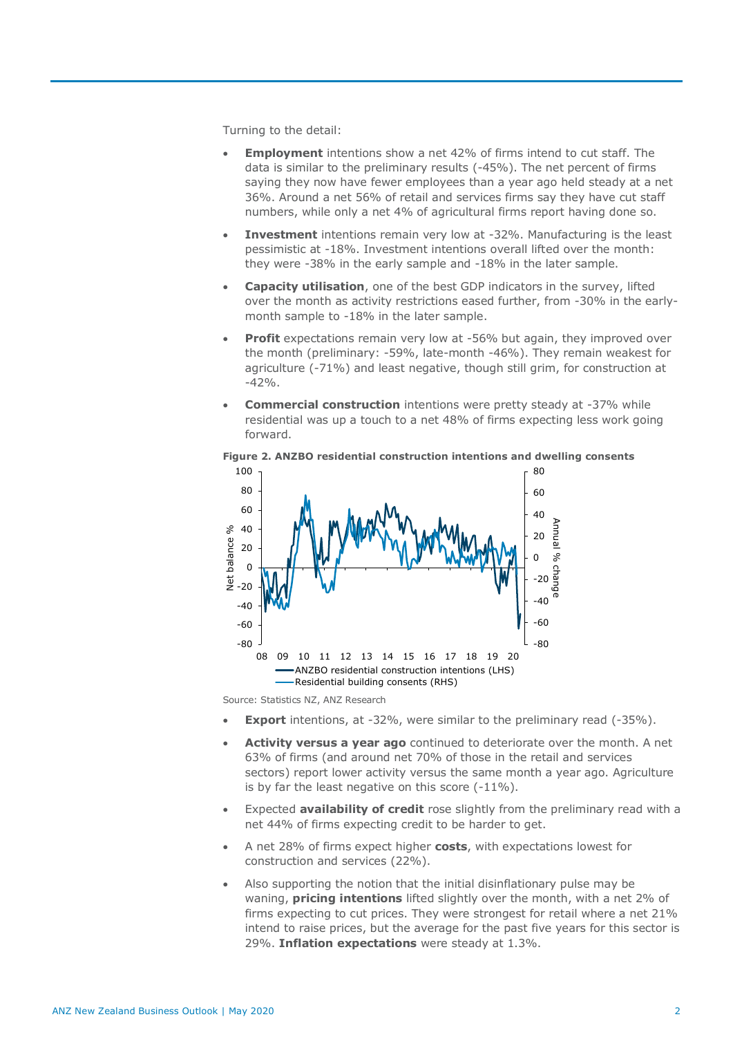Turning to the detail:

- **Employment** intentions show a net 42% of firms intend to cut staff. The data is similar to the preliminary results (-45%). The net percent of firms saying they now have fewer employees than a year ago held steady at a net 36%. Around a net 56% of retail and services firms say they have cut staff numbers, while only a net 4% of agricultural firms report having done so.
- **Investment** intentions remain very low at -32%. Manufacturing is the least pessimistic at -18%. Investment intentions overall lifted over the month: they were -38% in the early sample and -18% in the later sample.
- **Capacity utilisation**, one of the best GDP indicators in the survey, lifted over the month as activity restrictions eased further, from -30% in the early-month sample to -18% in the later sample.
- **Profit** expectations remain very low at -56% but again, they improved over the month (preliminary: -59%, late-month -46%). They remain weakest for agriculture (-71%) and least negative, though still grim, for construction at -42%.
- **Commercial construction** intentions were pretty steady at -37% while residential was up a touch to a net 48% of firms expecting less work going forward.

**Figure 2. ANZBO residential construction intentions and dwelling consents**

Source: Statistics NZ, ANZ Research

- **Export** intentions, at -32%, were similar to the preliminary read (-35%).
- **Activity versus a year ago** continued to deteriorate over the month. A net 63% of firms (and around net 70% of those in the retail and services sectors) report lower activity versus the same month a year ago. Agriculture is by far the least negative on this score (-11%).
- Expected **availability of credit** rose slightly from the preliminary read with a net 44% of firms expecting credit to be harder to get.
- A net 28% of firms expect higher **costs**, with expectations lowest for construction and services (22%).
- Also supporting the notion that the initial disinflationary pulse may be waning, **pricing intentions** lifted slightly over the month, with a net 2% of firms expecting to cut prices. They were strongest for retail where a net 21% intend to raise prices, but the average for the past five years for this sector is 29%. **Inflation expectations** were steady at 1.3%.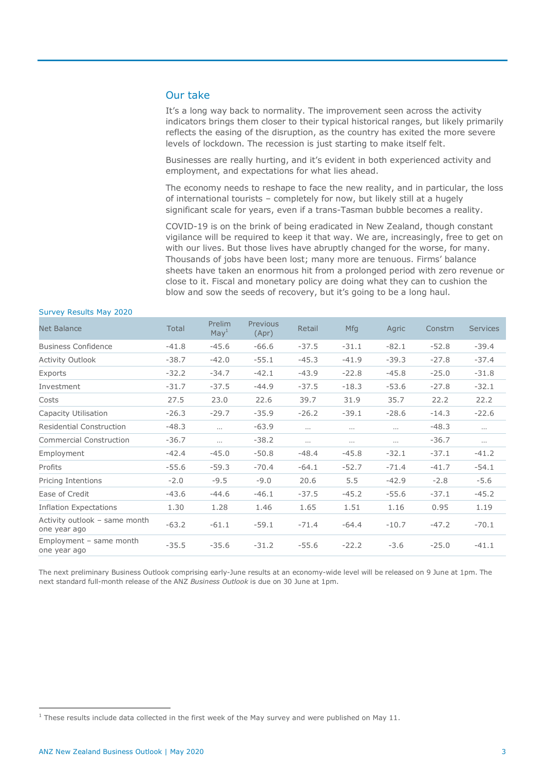## Our take

It's a long way back to normality. The improvement seen across the activity indicators brings them closer to their typical historical ranges, but likely primarily reflects the easing of the disruption, as the country has exited the more severe levels of lockdown. The recession is just starting to make itself felt.

Businesses are really hurting, and it's evident in both experienced activity and employment, and expectations for what lies ahead.

The economy needs to reshape to face the new reality, and in particular, the loss of international tourists – completely for now, but likely still at a hugely significant scale for years, even if a trans-Tasman bubble becomes a reality.

COVID-19 is on the brink of being eradicated in New Zealand, though constant vigilance will be required to keep it that way. We are, increasingly, free to get on with our lives. But those lives have abruptly changed for the worse, for many. Thousands of jobs have been lost; many more are tenuous. Firms' balance sheets have taken an enormous hit from a prolonged period with zero revenue or close to it. Fiscal and monetary policy are doing what they can to cushion the blow and sow the seeds of recovery, but it's going to be a long haul.

### Survey Results May 2020

| Net Balance | Total | Prelim May[1] | Previous (Apr) | Retail | Mfg | Agric | Constrn | Services |
|---|---|---|---|---|---|---|---|---|
| Business Confidence | -41.8 | -45.6 | -66.6 | -37.5 | -31.1 | -82.1 | -52.8 | -39.4 |
| Activity Outlook | -38.7 | -42.0 | -55.1 | -45.3 | -41.9 | -39.3 | -27.8 | -37.4 |
| Exports | -32.2 | -34.7 | -42.1 | -43.9 | -22.8 | -45.8 | -25.0 | -31.8 |
| Investment | -31.7 | -37.5 | -44.9 | -37.5 | -18.3 | -53.6 | -27.8 | -32.1 |
| Costs | 27.5 | 23.0 | 22.6 | 39.7 | 31.9 | 35.7 | 22.2 | 22.2 |
| Capacity Utilisation | -26.3 | -29.7 | -35.9 | -26.2 | -39.1 | -28.6 | -14.3 | -22.6 |
| Residential Construction | -48.3 | … | -63.9 | … | … | … | -48.3 | … |
| Commercial Construction | -36.7 | … | -38.2 | … | … | … | -36.7 | … |
| Employment | -42.4 | -45.0 | -50.8 | -48.4 | -45.8 | -32.1 | -37.1 | -41.2 |
| Profits | -55.6 | -59.3 | -70.4 | -64.1 | -52.7 | -71.4 | -41.7 | -54.1 |
| Pricing Intentions | -2.0 | -9.5 | -9.0 | 20.6 | 5.5 | -42.9 | -2.8 | -5.6 |
| Ease of Credit | -43.6 | -44.6 | -46.1 | -37.5 | -45.2 | -55.6 | -37.1 | -45.2 |
| Inflation Expectations | 1.30 | 1.28 | 1.46 | 1.65 | 1.51 | 1.16 | 0.95 | 1.19 |
| Activity outlook – same month one year ago | -63.2 | -61.1 | -59.1 | -71.4 | -64.4 | -10.7 | -47.2 | -70.1 |
| Employment – same month one year ago | -35.5 | -35.6 | -31.2 | -55.6 | -22.2 | -3.6 | -25.0 | -41.1 |

The next preliminary Business Outlook comprising early-June results at an economy-wide level will be released on 9 June at 1pm. The next standard full-month release of the ANZ *Business Outlook* is due on 30 June at 1pm.

[1] These results include data collected in the first week of the May survey and were published on May 11.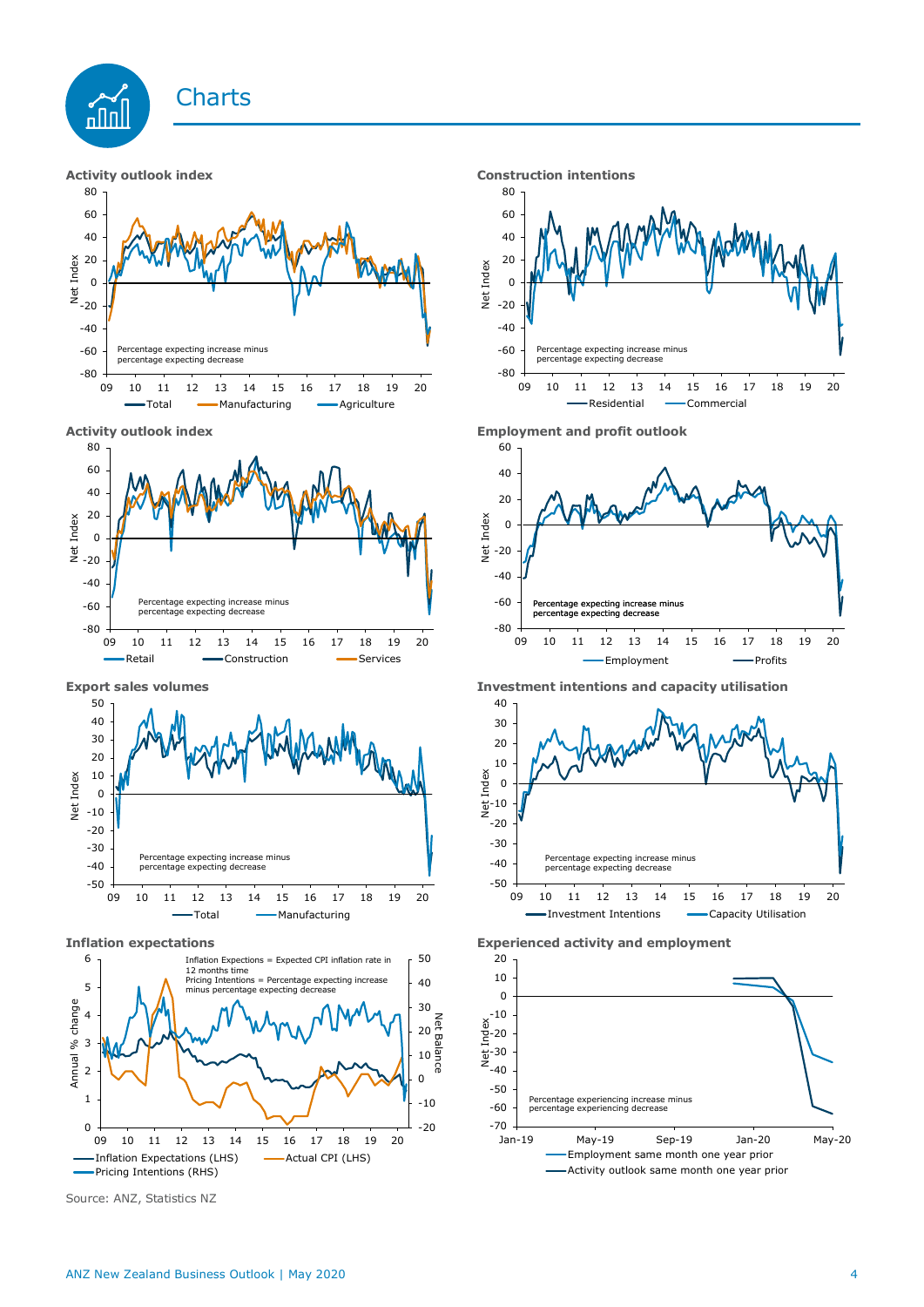# Charts

**Activity outlook index**

Percentage expecting increase minus percentage expecting decrease

Total | Manufacturing | Agriculture

**Construction intentions**

Percentage expecting increase minus percentage expecting decrease

Residential | Commercial

**Activity outlook index**

Percentage expecting increase minus percentage expecting decrease

Retail | Construction | Services

**Employment and profit outlook**

Percentage expecting increase minus percentage expecting decrease

Employment | Profits

**Export sales volumes**

Percentage expecting increase minus percentage expecting decrease

Total | Manufacturing

**Investment intentions and capacity utilisation**

Percentage expecting increase minus percentage expecting decrease

Investment Intentions | Capacity Utilisation

**Inflation expectations**

Inflation Expectations = Expected CPI inflation rate in 12 months time
Pricing Intentions = Percentage expecting increase minus percentage expecting decrease

Inflation Expectations (LHS) | Actual CPI (LHS) | Pricing Intentions (RHS)

**Experienced activity and employment**

Percentage experiencing increase minus percentage experiencing decrease

Employment same month one year prior | Activity outlook same month one year prior

Source: ANZ, Statistics NZ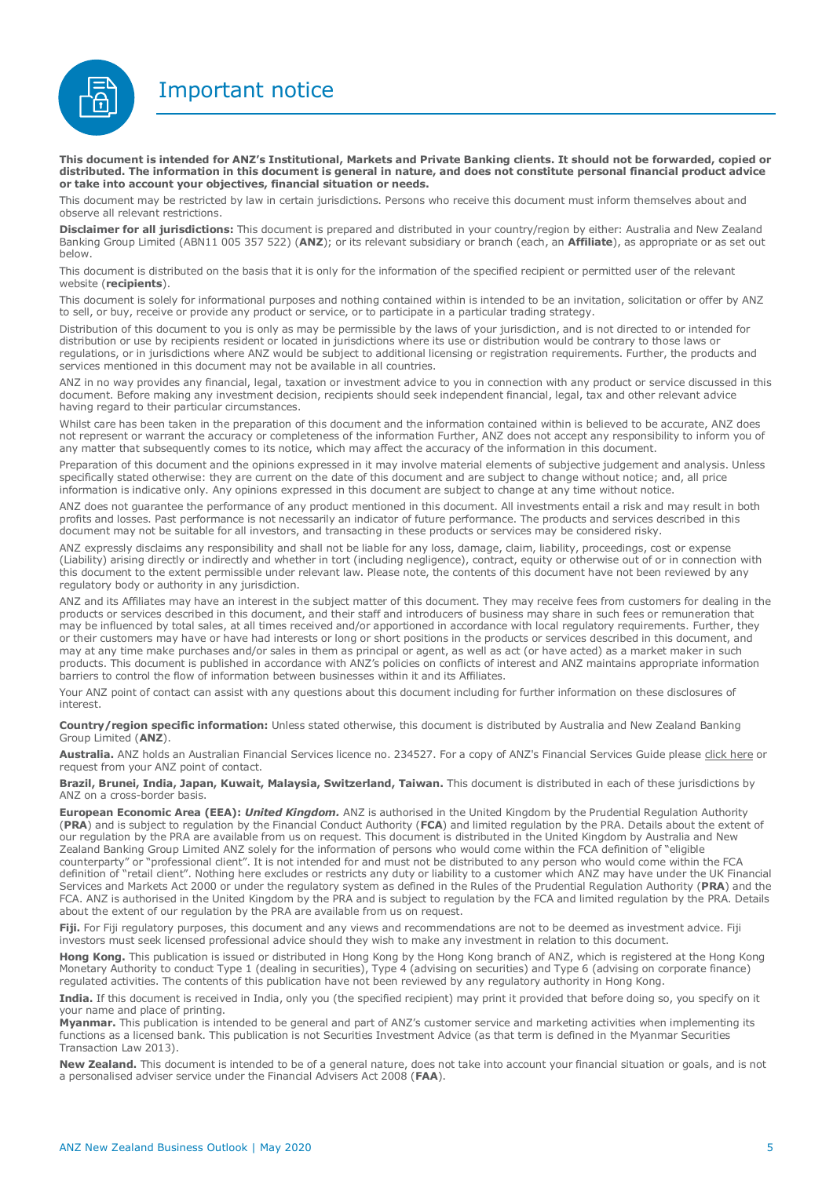# Important notice

**This document is intended for ANZ's Institutional, Markets and Private Banking clients. It should not be forwarded, copied or distributed. The information in this document is general in nature, and does not constitute personal financial product advice or take into account your objectives, financial situation or needs.**

This document may be restricted by law in certain jurisdictions. Persons who receive this document must inform themselves about and observe all relevant restrictions.

**Disclaimer for all jurisdictions:** This document is prepared and distributed in your country/region by either: Australia and New Zealand Banking Group Limited (ABN11 005 357 522) (**ANZ**); or its relevant subsidiary or branch (each, an **Affiliate**), as appropriate or as set out below.

This document is distributed on the basis that it is only for the information of the specified recipient or permitted user of the relevant website (**recipients**).

This document is solely for informational purposes and nothing contained within is intended to be an invitation, solicitation or offer by ANZ to sell, or buy, receive or provide any product or service, or to participate in a particular trading strategy.

Distribution of this document to you is only as may be permissible by the laws of your jurisdiction, and is not directed to or intended for distribution or use by recipients resident or located in jurisdictions where its use or distribution would be contrary to those laws or regulations, or in jurisdictions where ANZ would be subject to additional licensing or registration requirements. Further, the products and services mentioned in this document may not be available in all countries.

ANZ in no way provides any financial, legal, taxation or investment advice to you in connection with any product or service discussed in this document. Before making any investment decision, recipients should seek independent financial, legal, tax and other relevant advice having regard to their particular circumstances.

Whilst care has been taken in the preparation of this document and the information contained within is believed to be accurate, ANZ does not represent or warrant the accuracy or completeness of the information Further, ANZ does not accept any responsibility to inform you of any matter that subsequently comes to its notice, which may affect the accuracy of the information in this document.

Preparation of this document and the opinions expressed in it may involve material elements of subjective judgement and analysis. Unless specifically stated otherwise: they are current on the date of this document and are subject to change without notice; and, all price information is indicative only. Any opinions expressed in this document are subject to change at any time without notice.

ANZ does not guarantee the performance of any product mentioned in this document. All investments entail a risk and may result in both profits and losses. Past performance is not necessarily an indicator of future performance. The products and services described in this document may not be suitable for all investors, and transacting in these products or services may be considered risky.

ANZ expressly disclaims any responsibility and shall not be liable for any loss, damage, claim, liability, proceedings, cost or expense (Liability) arising directly or indirectly and whether in tort (including negligence), contract, equity or otherwise out of or in connection with this document to the extent permissible under relevant law. Please note, the contents of this document have not been reviewed by any regulatory body or authority in any jurisdiction.

ANZ and its Affiliates may have an interest in the subject matter of this document. They may receive fees from customers for dealing in the products or services described in this document, and their staff and introducers of business may share in such fees or remuneration that may be influenced by total sales, at all times received and/or apportioned in accordance with local regulatory requirements. Further, they or their customers may have or have had interests or long or short positions in the products or services described in this document, and may at any time make purchases and/or sales in them as principal or agent, as well as act (or have acted) as a market maker in such products. This document is published in accordance with ANZ's policies on conflicts of interest and ANZ maintains appropriate information barriers to control the flow of information between businesses within it and its Affiliates.

Your ANZ point of contact can assist with any questions about this document including for further information on these disclosures of interest.

**Country/region specific information:** Unless stated otherwise, this document is distributed by Australia and New Zealand Banking Group Limited (**ANZ**).

**Australia.** ANZ holds an Australian Financial Services licence no. 234527. For a copy of ANZ's Financial Services Guide please click here or request from your ANZ point of contact.

**Brazil, Brunei, India, Japan, Kuwait, Malaysia, Switzerland, Taiwan.** This document is distributed in each of these jurisdictions by ANZ on a cross-border basis.

**European Economic Area (EEA):** ***United Kingdom.*** ANZ is authorised in the United Kingdom by the Prudential Regulation Authority (**PRA**) and is subject to regulation by the Financial Conduct Authority (**FCA**) and limited regulation by the PRA. Details about the extent of our regulation by the PRA are available from us on request. This document is distributed in the United Kingdom by Australia and New Zealand Banking Group Limited ANZ solely for the information of persons who would come within the FCA definition of "eligible counterparty" or "professional client". It is not intended for and must not be distributed to any person who would come within the FCA definition of "retail client". Nothing here excludes or restricts any duty or liability to a customer which ANZ may have under the UK Financial Services and Markets Act 2000 or under the regulatory system as defined in the Rules of the Prudential Regulation Authority (**PRA**) and the FCA. ANZ is authorised in the United Kingdom by the PRA and is subject to regulation by the FCA and limited regulation by the PRA. Details about the extent of our regulation by the PRA are available from us on request.

**Fiji.** For Fiji regulatory purposes, this document and any views and recommendations are not to be deemed as investment advice. Fiji investors must seek licensed professional advice should they wish to make any investment in relation to this document.

**Hong Kong.** This publication is issued or distributed in Hong Kong by the Hong Kong branch of ANZ, which is registered at the Hong Kong Monetary Authority to conduct Type 1 (dealing in securities), Type 4 (advising on securities) and Type 6 (advising on corporate finance) regulated activities. The contents of this publication have not been reviewed by any regulatory authority in Hong Kong.

**India.** If this document is received in India, only you (the specified recipient) may print it provided that before doing so, you specify on it your name and place of printing.

**Myanmar.** This publication is intended to be general and part of ANZ's customer service and marketing activities when implementing its functions as a licensed bank. This publication is not Securities Investment Advice (as that term is defined in the Myanmar Securities Transaction Law 2013).

**New Zealand.** This document is intended to be of a general nature, does not take into account your financial situation or goals, and is not a personalised adviser service under the Financial Advisers Act 2008 (**FAA**).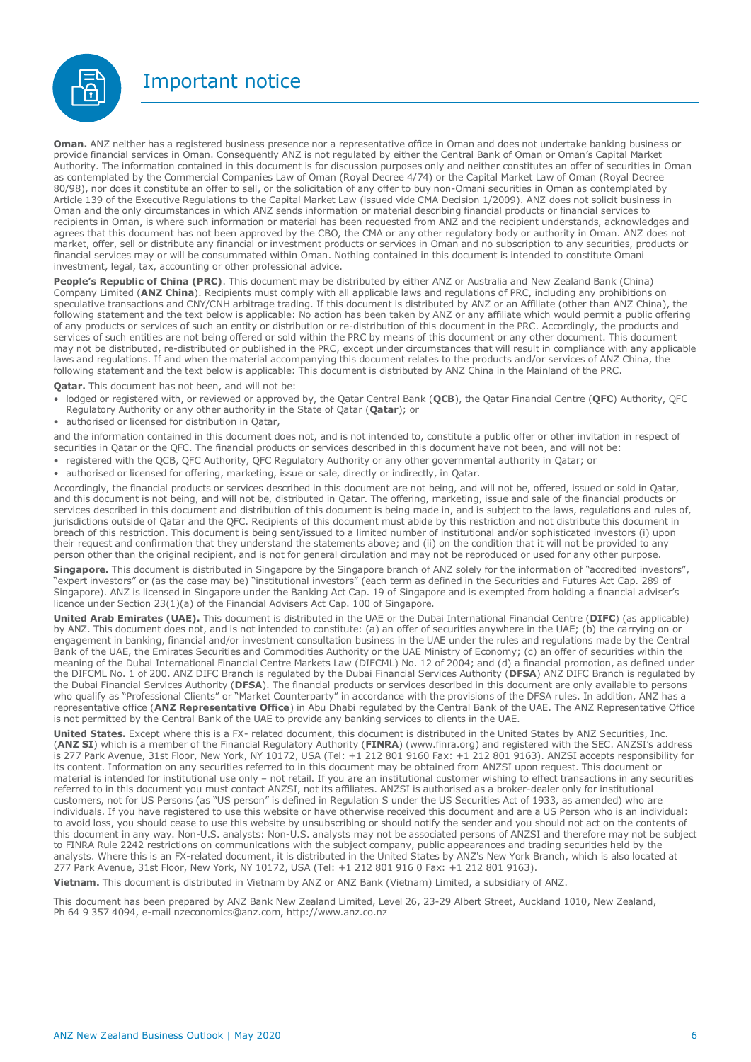# Important notice

**Oman.** ANZ neither has a registered business presence nor a representative office in Oman and does not undertake banking business or provide financial services in Oman. Consequently ANZ is not regulated by either the Central Bank of Oman or Oman's Capital Market Authority. The information contained in this document is for discussion purposes only and neither constitutes an offer of securities in Oman as contemplated by the Commercial Companies Law of Oman (Royal Decree 4/74) or the Capital Market Law of Oman (Royal Decree 80/98), nor does it constitute an offer to sell, or the solicitation of any offer to buy non-Omani securities in Oman as contemplated by Article 139 of the Executive Regulations to the Capital Market Law (issued vide CMA Decision 1/2009). ANZ does not solicit business in Oman and the only circumstances in which ANZ sends information or material describing financial products or financial services to recipients in Oman, is where such information or material has been requested from ANZ and the recipient understands, acknowledges and agrees that this document has not been approved by the CBO, the CMA or any other regulatory body or authority in Oman. ANZ does not market, offer, sell or distribute any financial or investment products or services in Oman and no subscription to any securities, products or financial services may or will be consummated within Oman. Nothing contained in this document is intended to constitute Omani investment, legal, tax, accounting or other professional advice.

**People's Republic of China (PRC)**. This document may be distributed by either ANZ or Australia and New Zealand Bank (China) Company Limited (**ANZ China**). Recipients must comply with all applicable laws and regulations of PRC, including any prohibitions on speculative transactions and CNY/CNH arbitrage trading. If this document is distributed by ANZ or an Affiliate (other than ANZ China), the following statement and the text below is applicable: No action has been taken by ANZ or any affiliate which would permit a public offering of any products or services of such an entity or distribution or re-distribution of this document in the PRC. Accordingly, the products and services of such entities are not being offered or sold within the PRC by means of this document or any other document. This document may not be distributed, re-distributed or published in the PRC, except under circumstances that will result in compliance with any applicable laws and regulations. If and when the material accompanying this document relates to the products and/or services of ANZ China, the following statement and the text below is applicable: This document is distributed by ANZ China in the Mainland of the PRC.

**Qatar.** This document has not been, and will not be:

- lodged or registered with, or reviewed or approved by, the Qatar Central Bank (**QCB**), the Qatar Financial Centre (**QFC**) Authority, QFC Regulatory Authority or any other authority in the State of Qatar (**Qatar**); or
- authorised or licensed for distribution in Qatar,

and the information contained in this document does not, and is not intended to, constitute a public offer or other invitation in respect of securities in Qatar or the QFC. The financial products or services described in this document have not been, and will not be:

- registered with the QCB, QFC Authority, QFC Regulatory Authority or any other governmental authority in Qatar; or
- authorised or licensed for offering, marketing, issue or sale, directly or indirectly, in Qatar.

Accordingly, the financial products or services described in this document are not being, and will not be, offered, issued or sold in Qatar, and this document is not being, and will not be, distributed in Qatar. The offering, marketing, issue and sale of the financial products or services described in this document and distribution of this document is being made in, and is subject to the laws, regulations and rules of, jurisdictions outside of Qatar and the QFC. Recipients of this document must abide by this restriction and not distribute this document in breach of this restriction. This document is being sent/issued to a limited number of institutional and/or sophisticated investors (i) upon their request and confirmation that they understand the statements above; and (ii) on the condition that it will not be provided to any person other than the original recipient, and is not for general circulation and may not be reproduced or used for any other purpose.

**Singapore.** This document is distributed in Singapore by the Singapore branch of ANZ solely for the information of "accredited investors", "expert investors" or (as the case may be) "institutional investors" (each term as defined in the Securities and Futures Act Cap. 289 of Singapore). ANZ is licensed in Singapore under the Banking Act Cap. 19 of Singapore and is exempted from holding a financial adviser's licence under Section 23(1)(a) of the Financial Advisers Act Cap. 100 of Singapore.

**United Arab Emirates (UAE).** This document is distributed in the UAE or the Dubai International Financial Centre (**DIFC**) (as applicable) by ANZ. This document does not, and is not intended to constitute: (a) an offer of securities anywhere in the UAE; (b) the carrying on or engagement in banking, financial and/or investment consultation business in the UAE under the rules and regulations made by the Central Bank of the UAE, the Emirates Securities and Commodities Authority or the UAE Ministry of Economy; (c) an offer of securities within the meaning of the Dubai International Financial Centre Markets Law (DIFCML) No. 12 of 2004; and (d) a financial promotion, as defined under the DIFCML No. 1 of 200. ANZ DIFC Branch is regulated by the Dubai Financial Services Authority (**DFSA**) ANZ DIFC Branch is regulated by the Dubai Financial Services Authority (**DFSA**). The financial products or services described in this document are only available to persons who qualify as "Professional Clients" or "Market Counterparty" in accordance with the provisions of the DFSA rules. In addition, ANZ has a representative office (**ANZ Representative Office**) in Abu Dhabi regulated by the Central Bank of the UAE. The ANZ Representative Office is not permitted by the Central Bank of the UAE to provide any banking services to clients in the UAE.

**United States.** Except where this is a FX- related document, this document is distributed in the United States by ANZ Securities, Inc. (**ANZ SI**) which is a member of the Financial Regulatory Authority (**FINRA**) (www.finra.org) and registered with the SEC. ANZSI's address is 277 Park Avenue, 31st Floor, New York, NY 10172, USA (Tel: +1 212 801 9160 Fax: +1 212 801 9163). ANZSI accepts responsibility for its content. Information on any securities referred to in this document may be obtained from ANZSI upon request. This document or material is intended for institutional use only – not retail. If you are an institutional customer wishing to effect transactions in any securities referred to in this document you must contact ANZSI, not its affiliates. ANZSI is authorised as a broker-dealer only for institutional customers, not for US Persons (as "US person" is defined in Regulation S under the US Securities Act of 1933, as amended) who are individuals. If you have registered to use this website or have otherwise received this document and are a US Person who is an individual: to avoid loss, you should cease to use this website by unsubscribing or should notify the sender and you should not act on the contents of this document in any way. Non-U.S. analysts: Non-U.S. analysts may not be associated persons of ANZSI and therefore may not be subject to FINRA Rule 2242 restrictions on communications with the subject company, public appearances and trading securities held by the analysts. Where this is an FX-related document, it is distributed in the United States by ANZ's New York Branch, which is also located at 277 Park Avenue, 31st Floor, New York, NY 10172, USA (Tel: +1 212 801 916 0 Fax: +1 212 801 9163).

**Vietnam.** This document is distributed in Vietnam by ANZ or ANZ Bank (Vietnam) Limited, a subsidiary of ANZ.

This document has been prepared by ANZ Bank New Zealand Limited, Level 26, 23-29 Albert Street, Auckland 1010, New Zealand, Ph 64 9 357 4094, e-mail nzeconomics@anz.com, http://www.anz.co.nz